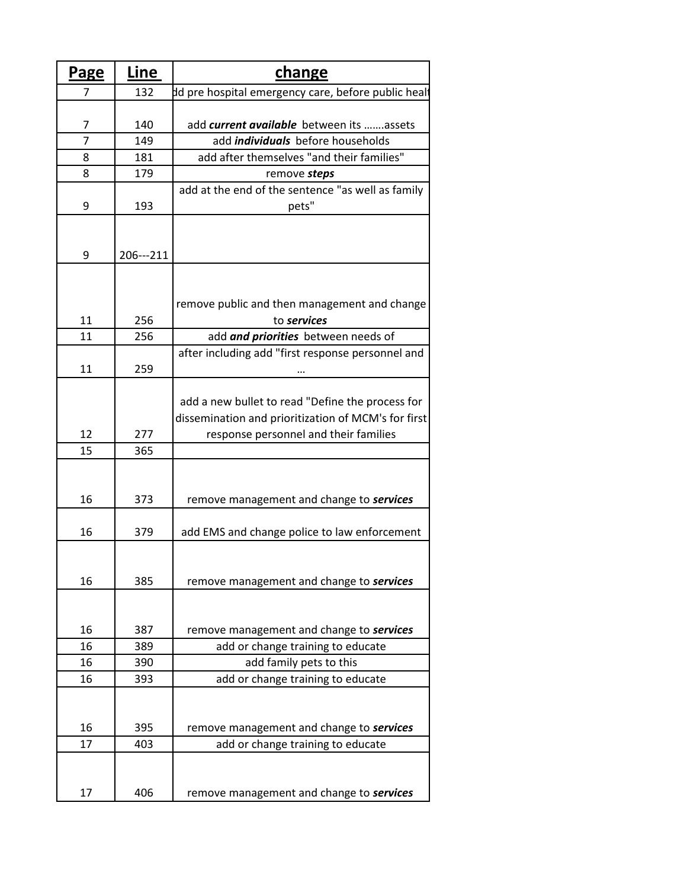| Page | Line | change |
|---|---|---|
| 7 | 132 | dd pre hospital emergency care, before public healt |
| 7 | 140 | add ***current available*** between its …….assets |
| 7 | 149 | add ***individuals*** before households |
| 8 | 181 | add after themselves "and their families" |
| 8 | 179 | remove ***steps*** |
| 9 | 193 | add at the end of the sentence "as well as family pets" |
| 9 | 206---211 | |
| 11 | 256 | remove public and then management and change to ***services*** |
| 11 | 256 | add ***and priorities*** between needs of |
| 11 | 259 | after including add "first response personnel and … |
| 12 | 277 | add a new bullet to read "Define the process for dissemination and prioritization of MCM's for first response personnel and their families |
| 15 | 365 | |
| 16 | 373 | remove management and change to ***services*** |
| 16 | 379 | add EMS and change police to law enforcement |
| 16 | 385 | remove management and change to ***services*** |
| 16 | 387 | remove management and change to ***services*** |
| 16 | 389 | add or change training to educate |
| 16 | 390 | add family pets to this |
| 16 | 393 | add or change training to educate |
| 16 | 395 | remove management and change to ***services*** |
| 17 | 403 | add or change training to educate |
| 17 | 406 | remove management and change to ***services*** |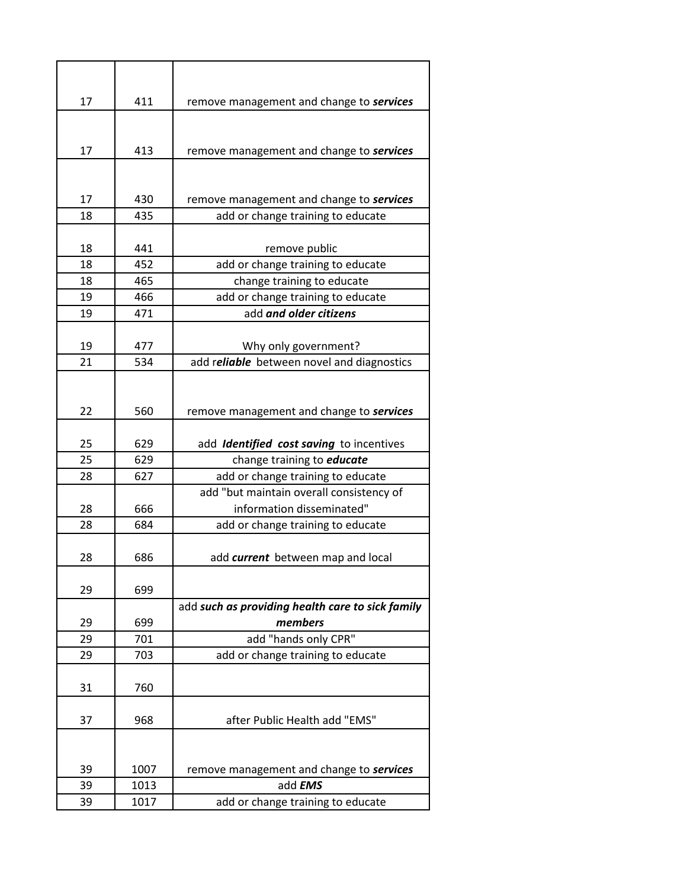| | | |
|---|---|---|
| 17 | 411 | remove management and change to ***services*** |
| 17 | 413 | remove management and change to ***services*** |
| 17 | 430 | remove management and change to ***services*** |
| 18 | 435 | add or change training to educate |
| 18 | 441 | remove public |
| 18 | 452 | add or change training to educate |
| 18 | 465 | change training to educate |
| 19 | 466 | add or change training to educate |
| 19 | 471 | add ***and older citizens*** |
| 19 | 477 | Why only government? |
| 21 | 534 | add r***eliable*** between novel and diagnostics |
| 22 | 560 | remove management and change to ***services*** |
| 25 | 629 | add ***Identified cost saving*** to incentives |
| 25 | 629 | change training to ***educate*** |
| 28 | 627 | add or change training to educate |
| 28 | 666 | add "but maintain overall consistency of information disseminated" |
| 28 | 684 | add or change training to educate |
| 28 | 686 | add ***current*** between map and local |
| 29 | 699 | |
| 29 | 699 | add ***such as providing health care to sick family members*** |
| 29 | 701 | add "hands only CPR" |
| 29 | 703 | add or change training to educate |
| 31 | 760 | |
| 37 | 968 | after Public Health add "EMS" |
| 39 | 1007 | remove management and change to ***services*** |
| 39 | 1013 | add ***EMS*** |
| 39 | 1017 | add or change training to educate |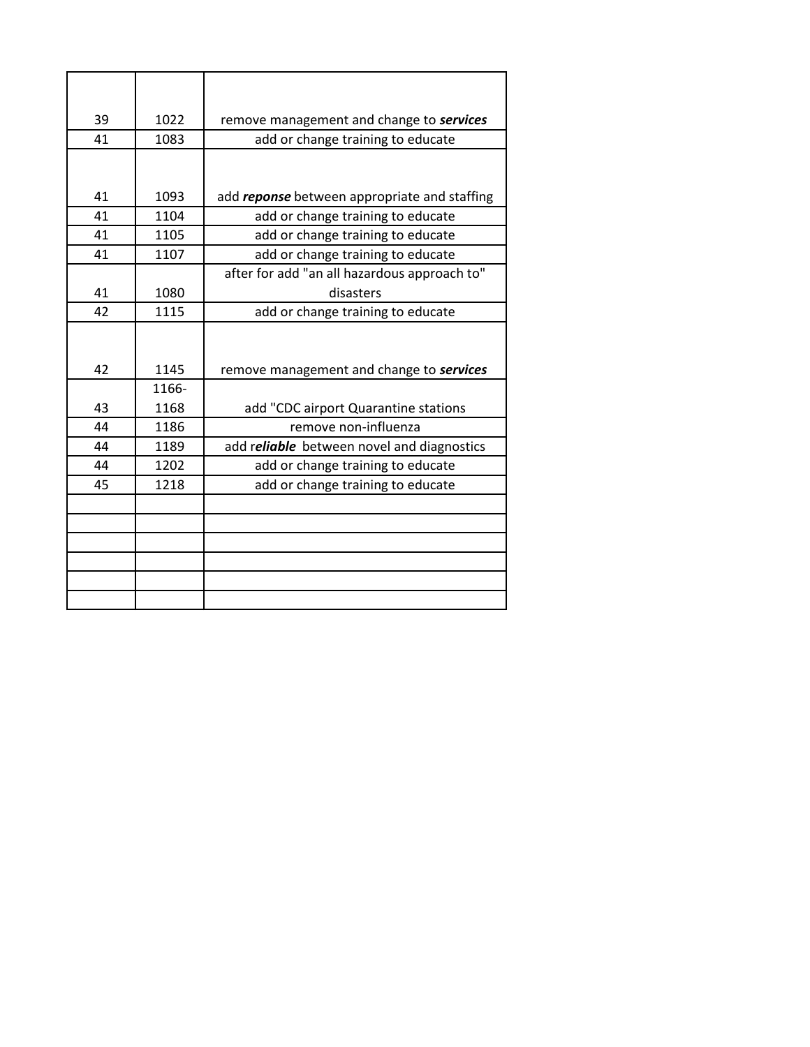| | | |
|---|---|---|
| 39 | 1022 | remove management and change to ***services*** |
| 41 | 1083 | add or change training to educate |
| 41 | 1093 | add ***reponse*** between appropriate and staffing |
| 41 | 1104 | add or change training to educate |
| 41 | 1105 | add or change training to educate |
| 41 | 1107 | add or change training to educate |
| 41 | 1080 | after for add "an all hazardous approach to" disasters |
| 42 | 1115 | add or change training to educate |
| 42 | 1145 | remove management and change to ***services*** |
| 43 | 1166-1168 | add "CDC airport Quarantine stations |
| 44 | 1186 | remove non-influenza |
| 44 | 1189 | add r***eliable*** between novel and diagnostics |
| 44 | 1202 | add or change training to educate |
| 45 | 1218 | add or change training to educate |
| | | |
| | | |
| | | |
| | | |
| | | |
| | | |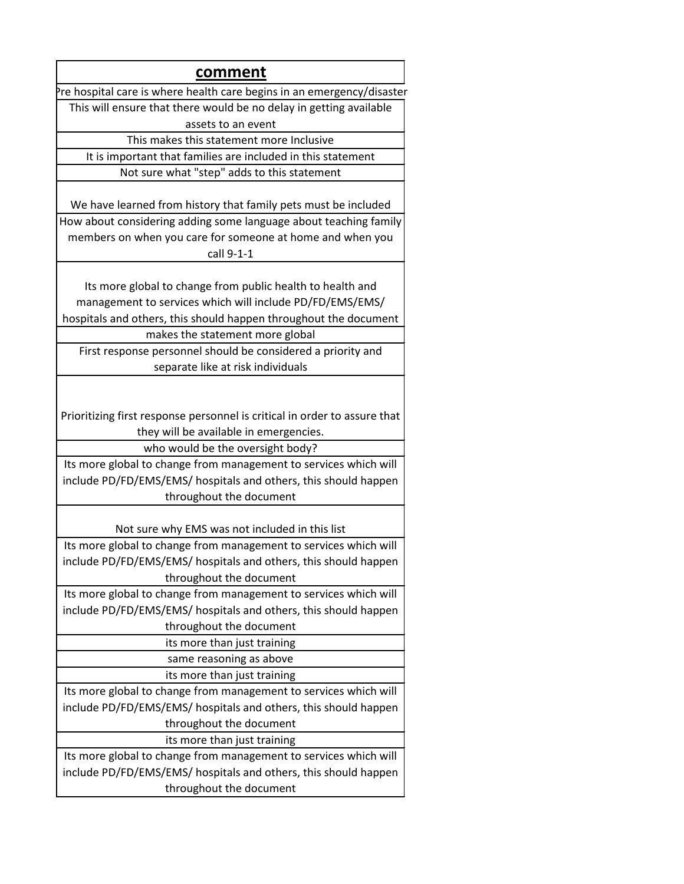| comment |
| --- |
| Pre hospital care is where health care begins in an emergency/disaster |
| This will ensure that there would be no delay in getting available assets to an event |
| This makes this statement more Inclusive |
| It is important that families are included in this statement |
| Not sure what "step" adds to this statement |
| We have learned from history that family pets must be included |
| How about considering adding some language about teaching family members on when you care for someone at home and when you call 9-1-1 |
| Its more global to change from public health to health and management to services which will include PD/FD/EMS/EMS/ hospitals and others, this should happen throughout the document |
| makes the statement more global |
| First response personnel should be considered a priority and separate like at risk individuals |
| Prioritizing first response personnel is critical in order to assure that they will be available in emergencies. |
| who would be the oversight body? |
| Its more global to change from management to services which will include PD/FD/EMS/EMS/ hospitals and others, this should happen throughout the document |
| Not sure why EMS was not included in this list |
| Its more global to change from management to services which will include PD/FD/EMS/EMS/ hospitals and others, this should happen throughout the document |
| Its more global to change from management to services which will include PD/FD/EMS/EMS/ hospitals and others, this should happen throughout the document |
| its more than just training |
| same reasoning as above |
| its more than just training |
| Its more global to change from management to services which will include PD/FD/EMS/EMS/ hospitals and others, this should happen throughout the document |
| its more than just training |
| Its more global to change from management to services which will include PD/FD/EMS/EMS/ hospitals and others, this should happen throughout the document |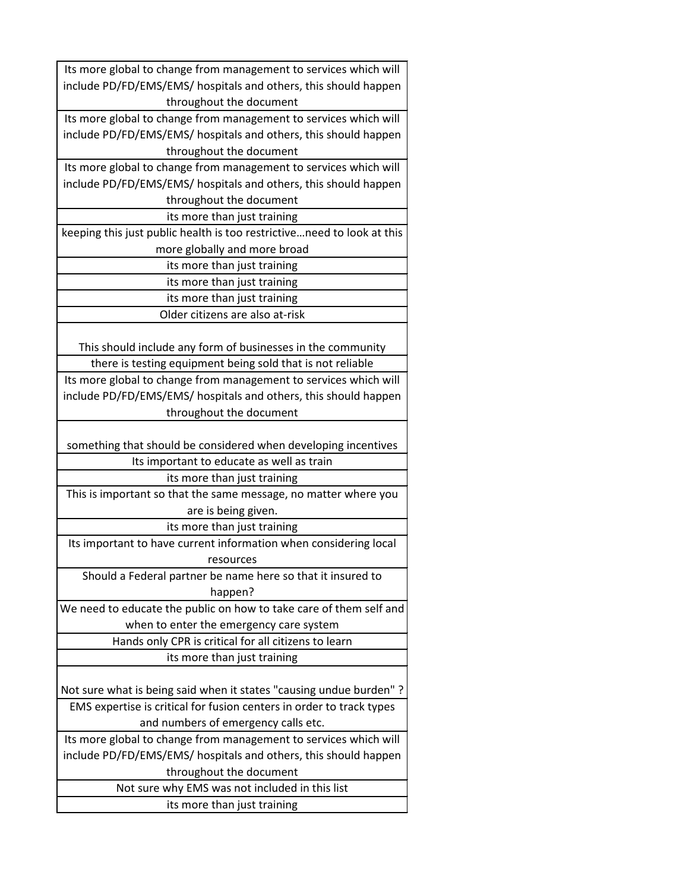| |
|---|
| Its more global to change from management to services which will include PD/FD/EMS/EMS/ hospitals and others, this should happen throughout the document |
| Its more global to change from management to services which will include PD/FD/EMS/EMS/ hospitals and others, this should happen throughout the document |
| Its more global to change from management to services which will include PD/FD/EMS/EMS/ hospitals and others, this should happen throughout the document |
| its more than just training |
| keeping this just public health is too restrictive…need to look at this more globally and more broad |
| its more than just training |
| its more than just training |
| its more than just training |
| Older citizens are also at-risk |
| This should include any form of businesses in the community |
| there is testing equipment being sold that is not reliable |
| Its more global to change from management to services which will include PD/FD/EMS/EMS/ hospitals and others, this should happen throughout the document |
| something that should be considered when developing incentives |
| Its important to educate as well as train |
| its more than just training |
| This is important so that the same message, no matter where you are is being given. |
| its more than just training |
| Its important to have current information when considering local resources |
| Should a Federal partner be name here so that it insured to happen? |
| We need to educate the public on how to take care of them self and when to enter the emergency care system |
| Hands only CPR is critical for all citizens to learn |
| its more than just training |
| Not sure what is being said when it states "causing undue burden" ? |
| EMS expertise is critical for fusion centers in order to track types and numbers of emergency calls etc. |
| Its more global to change from management to services which will include PD/FD/EMS/EMS/ hospitals and others, this should happen throughout the document |
| Not sure why EMS was not included in this list |
| its more than just training |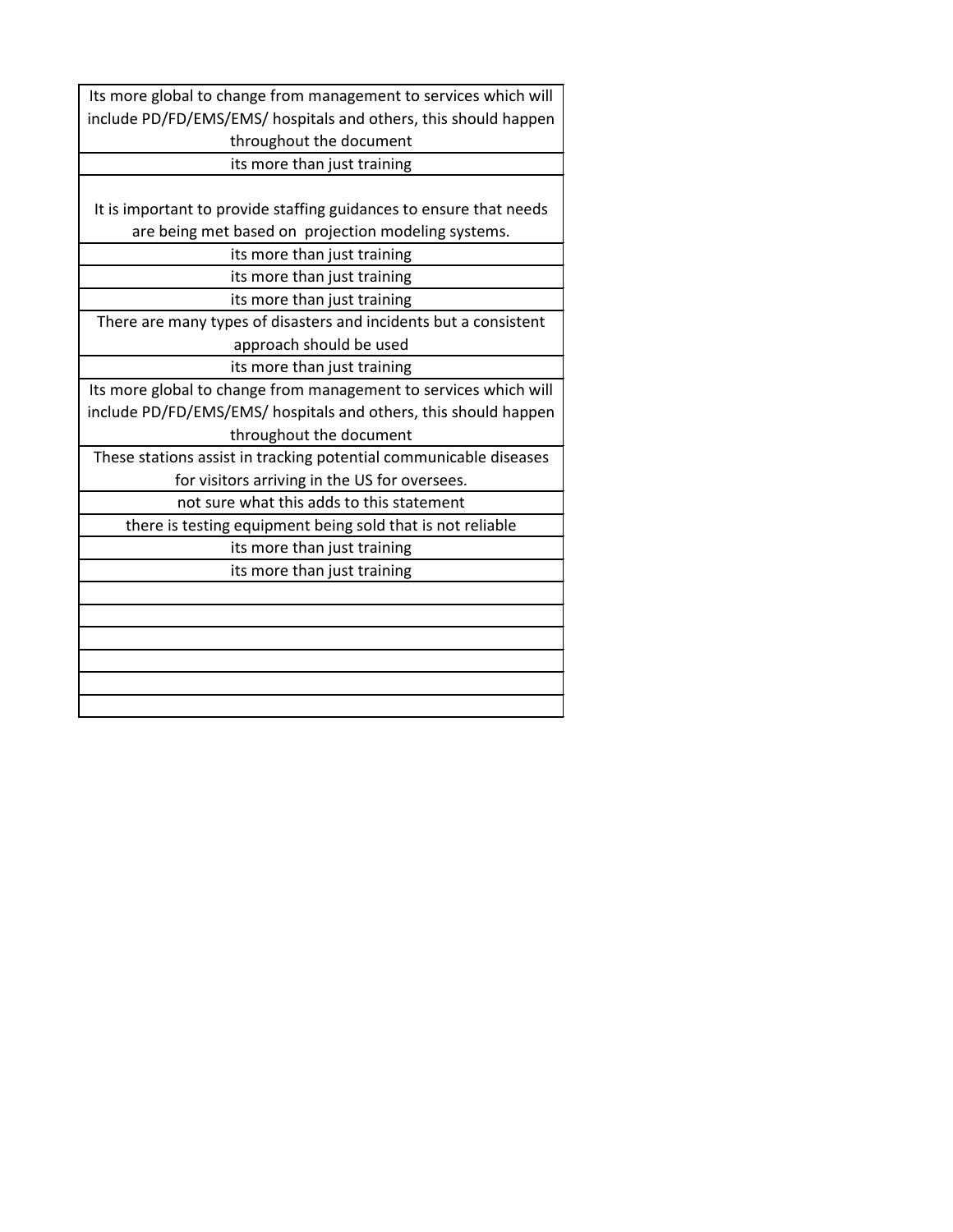| |
|---|
| Its more global to change from management to services which will include PD/FD/EMS/EMS/ hospitals and others, this should happen throughout the document |
| its more than just training |
| It is important to provide staffing guidances to ensure that needs are being met based on projection modeling systems. |
| its more than just training |
| its more than just training |
| its more than just training |
| There are many types of disasters and incidents but a consistent approach should be used |
| its more than just training |
| Its more global to change from management to services which will include PD/FD/EMS/EMS/ hospitals and others, this should happen throughout the document |
| These stations assist in tracking potential communicable diseases for visitors arriving in the US for oversees. |
| not sure what this adds to this statement |
| there is testing equipment being sold that is not reliable |
| its more than just training |
| its more than just training |
| |
| |
| |
| |
| |
| |